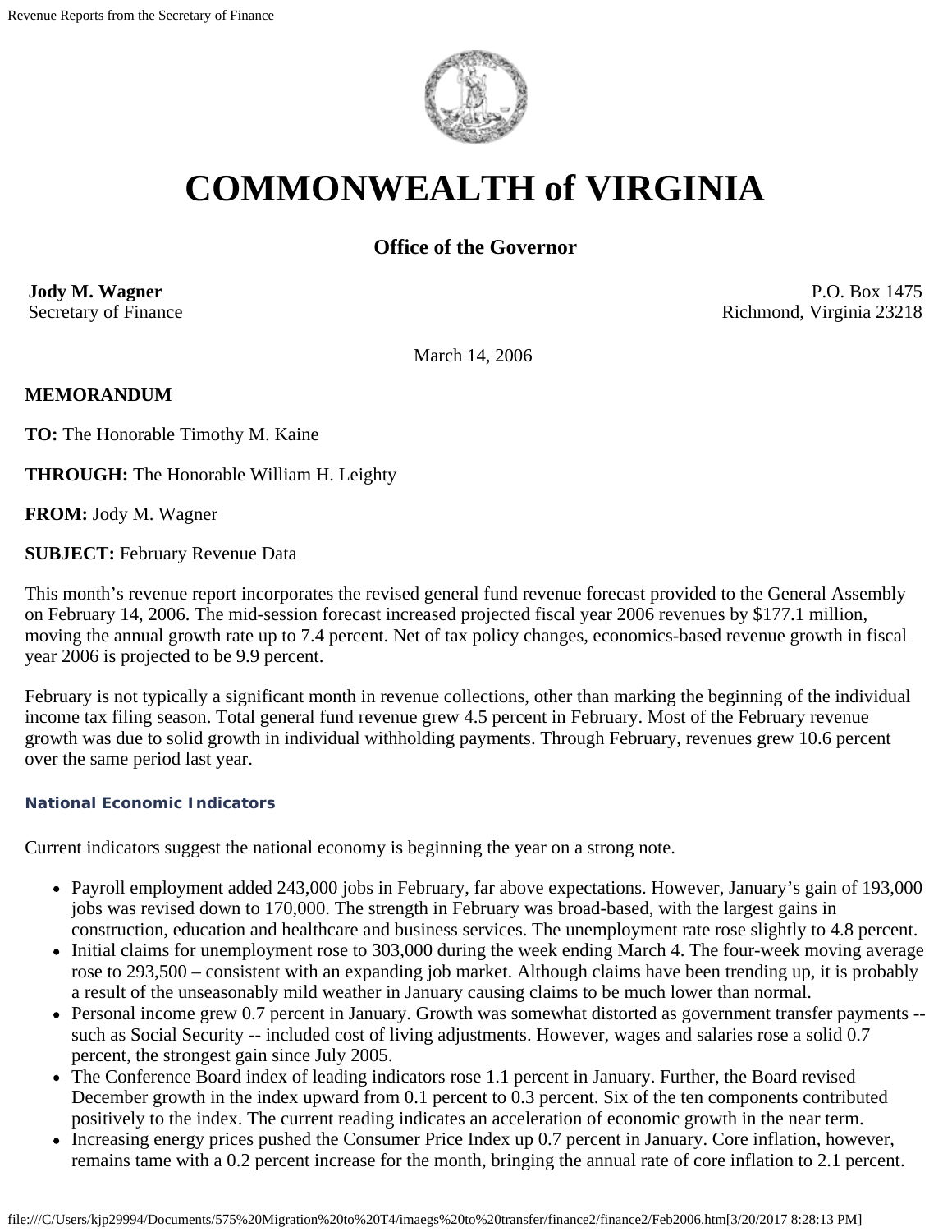# COMMONWEALTH of VIRGINIA

## Office of the Governor

**Jody M. Wagner**
Secretary of Finance

P.O. Box 1475
Richmond, Virginia 23218

March 14, 2006

**MEMORANDUM**

**TO:** The Honorable Timothy M. Kaine

**THROUGH:** The Honorable William H. Leighty

**FROM:** Jody M. Wagner

**SUBJECT:** February Revenue Data

This month's revenue report incorporates the revised general fund revenue forecast provided to the General Assembly on February 14, 2006. The mid-session forecast increased projected fiscal year 2006 revenues by $177.1 million, moving the annual growth rate up to 7.4 percent. Net of tax policy changes, economics-based revenue growth in fiscal year 2006 is projected to be 9.9 percent.

February is not typically a significant month in revenue collections, other than marking the beginning of the individual income tax filing season. Total general fund revenue grew 4.5 percent in February. Most of the February revenue growth was due to solid growth in individual withholding payments. Through February, revenues grew 10.6 percent over the same period last year.

### National Economic Indicators

Current indicators suggest the national economy is beginning the year on a strong note.

- Payroll employment added 243,000 jobs in February, far above expectations. However, January's gain of 193,000 jobs was revised down to 170,000. The strength in February was broad-based, with the largest gains in construction, education and healthcare and business services. The unemployment rate rose slightly to 4.8 percent.
- Initial claims for unemployment rose to 303,000 during the week ending March 4. The four-week moving average rose to 293,500 – consistent with an expanding job market. Although claims have been trending up, it is probably a result of the unseasonably mild weather in January causing claims to be much lower than normal.
- Personal income grew 0.7 percent in January. Growth was somewhat distorted as government transfer payments -- such as Social Security -- included cost of living adjustments. However, wages and salaries rose a solid 0.7 percent, the strongest gain since July 2005.
- The Conference Board index of leading indicators rose 1.1 percent in January. Further, the Board revised December growth in the index upward from 0.1 percent to 0.3 percent. Six of the ten components contributed positively to the index. The current reading indicates an acceleration of economic growth in the near term.
- Increasing energy prices pushed the Consumer Price Index up 0.7 percent in January. Core inflation, however, remains tame with a 0.2 percent increase for the month, bringing the annual rate of core inflation to 2.1 percent.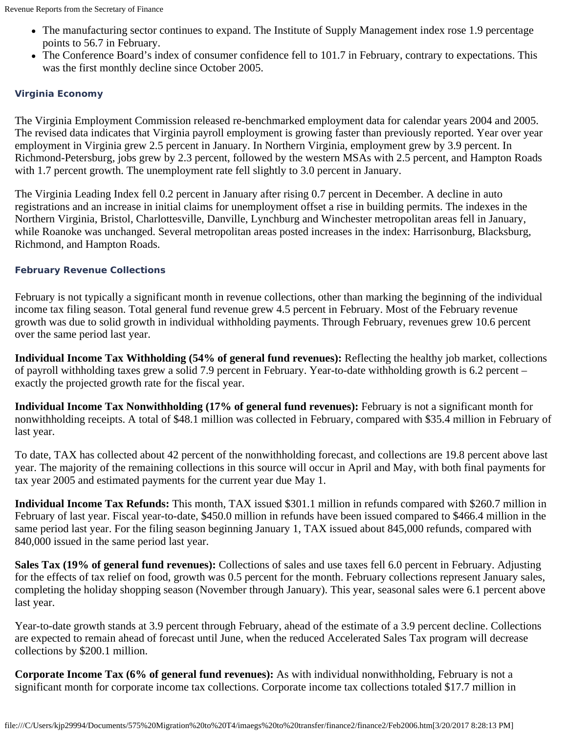- The manufacturing sector continues to expand. The Institute of Supply Management index rose 1.9 percentage points to 56.7 in February.
- The Conference Board's index of consumer confidence fell to 101.7 in February, contrary to expectations. This was the first monthly decline since October 2005.

### Virginia Economy

The Virginia Employment Commission released re-benchmarked employment data for calendar years 2004 and 2005. The revised data indicates that Virginia payroll employment is growing faster than previously reported. Year over year employment in Virginia grew 2.5 percent in January. In Northern Virginia, employment grew by 3.9 percent. In Richmond-Petersburg, jobs grew by 2.3 percent, followed by the western MSAs with 2.5 percent, and Hampton Roads with 1.7 percent growth. The unemployment rate fell slightly to 3.0 percent in January.

The Virginia Leading Index fell 0.2 percent in January after rising 0.7 percent in December. A decline in auto registrations and an increase in initial claims for unemployment offset a rise in building permits. The indexes in the Northern Virginia, Bristol, Charlottesville, Danville, Lynchburg and Winchester metropolitan areas fell in January, while Roanoke was unchanged. Several metropolitan areas posted increases in the index: Harrisonburg, Blacksburg, Richmond, and Hampton Roads.

### February Revenue Collections

February is not typically a significant month in revenue collections, other than marking the beginning of the individual income tax filing season. Total general fund revenue grew 4.5 percent in February. Most of the February revenue growth was due to solid growth in individual withholding payments. Through February, revenues grew 10.6 percent over the same period last year.

**Individual Income Tax Withholding (54% of general fund revenues):** Reflecting the healthy job market, collections of payroll withholding taxes grew a solid 7.9 percent in February. Year-to-date withholding growth is 6.2 percent – exactly the projected growth rate for the fiscal year.

**Individual Income Tax Nonwithholding (17% of general fund revenues):** February is not a significant month for nonwithholding receipts. A total of $48.1 million was collected in February, compared with $35.4 million in February of last year.

To date, TAX has collected about 42 percent of the nonwithholding forecast, and collections are 19.8 percent above last year. The majority of the remaining collections in this source will occur in April and May, with both final payments for tax year 2005 and estimated payments for the current year due May 1.

**Individual Income Tax Refunds:** This month, TAX issued $301.1 million in refunds compared with $260.7 million in February of last year. Fiscal year-to-date, $450.0 million in refunds have been issued compared to $466.4 million in the same period last year. For the filing season beginning January 1, TAX issued about 845,000 refunds, compared with 840,000 issued in the same period last year.

**Sales Tax (19% of general fund revenues):** Collections of sales and use taxes fell 6.0 percent in February. Adjusting for the effects of tax relief on food, growth was 0.5 percent for the month. February collections represent January sales, completing the holiday shopping season (November through January). This year, seasonal sales were 6.1 percent above last year.

Year-to-date growth stands at 3.9 percent through February, ahead of the estimate of a 3.9 percent decline. Collections are expected to remain ahead of forecast until June, when the reduced Accelerated Sales Tax program will decrease collections by $200.1 million.

**Corporate Income Tax (6% of general fund revenues):** As with individual nonwithholding, February is not a significant month for corporate income tax collections. Corporate income tax collections totaled $17.7 million in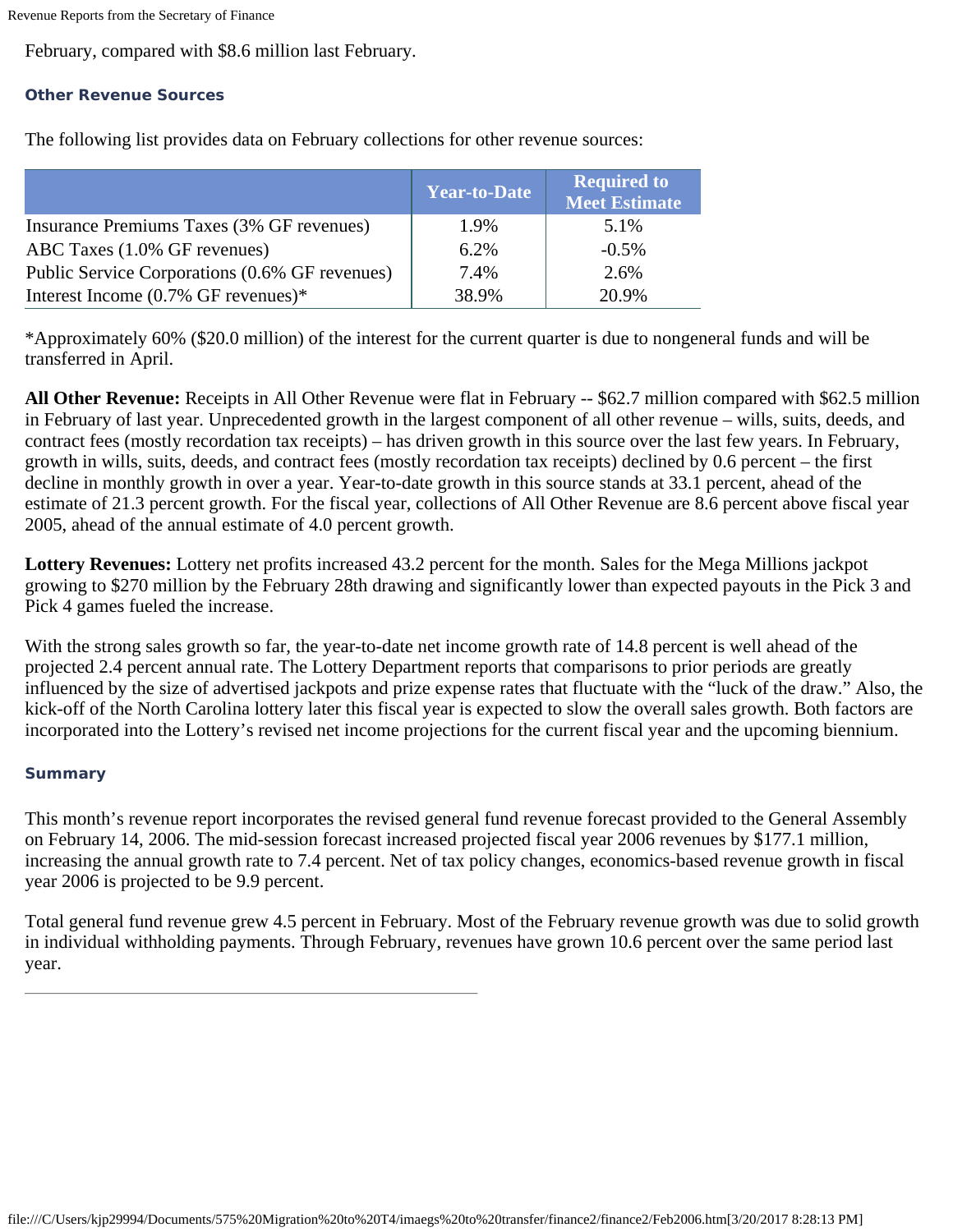February, compared with $8.6 million last February.

### Other Revenue Sources

The following list provides data on February collections for other revenue sources:

| | Year-to-Date | Required to Meet Estimate |
|---|---|---|
| Insurance Premiums Taxes (3% GF revenues) | 1.9% | 5.1% |
| ABC Taxes (1.0% GF revenues) | 6.2% | -0.5% |
| Public Service Corporations (0.6% GF revenues) | 7.4% | 2.6% |
| Interest Income (0.7% GF revenues)* | 38.9% | 20.9% |

*Approximately 60% ($20.0 million) of the interest for the current quarter is due to nongeneral funds and will be transferred in April.

**All Other Revenue:** Receipts in All Other Revenue were flat in February -- $62.7 million compared with $62.5 million in February of last year. Unprecedented growth in the largest component of all other revenue – wills, suits, deeds, and contract fees (mostly recordation tax receipts) – has driven growth in this source over the last few years. In February, growth in wills, suits, deeds, and contract fees (mostly recordation tax receipts) declined by 0.6 percent – the first decline in monthly growth in over a year. Year-to-date growth in this source stands at 33.1 percent, ahead of the estimate of 21.3 percent growth. For the fiscal year, collections of All Other Revenue are 8.6 percent above fiscal year 2005, ahead of the annual estimate of 4.0 percent growth.

**Lottery Revenues:** Lottery net profits increased 43.2 percent for the month. Sales for the Mega Millions jackpot growing to $270 million by the February 28th drawing and significantly lower than expected payouts in the Pick 3 and Pick 4 games fueled the increase.

With the strong sales growth so far, the year-to-date net income growth rate of 14.8 percent is well ahead of the projected 2.4 percent annual rate. The Lottery Department reports that comparisons to prior periods are greatly influenced by the size of advertised jackpots and prize expense rates that fluctuate with the "luck of the draw." Also, the kick-off of the North Carolina lottery later this fiscal year is expected to slow the overall sales growth. Both factors are incorporated into the Lottery's revised net income projections for the current fiscal year and the upcoming biennium.

### Summary

This month's revenue report incorporates the revised general fund revenue forecast provided to the General Assembly on February 14, 2006. The mid-session forecast increased projected fiscal year 2006 revenues by $177.1 million, increasing the annual growth rate to 7.4 percent. Net of tax policy changes, economics-based revenue growth in fiscal year 2006 is projected to be 9.9 percent.

Total general fund revenue grew 4.5 percent in February. Most of the February revenue growth was due to solid growth in individual withholding payments. Through February, revenues have grown 10.6 percent over the same period last year.